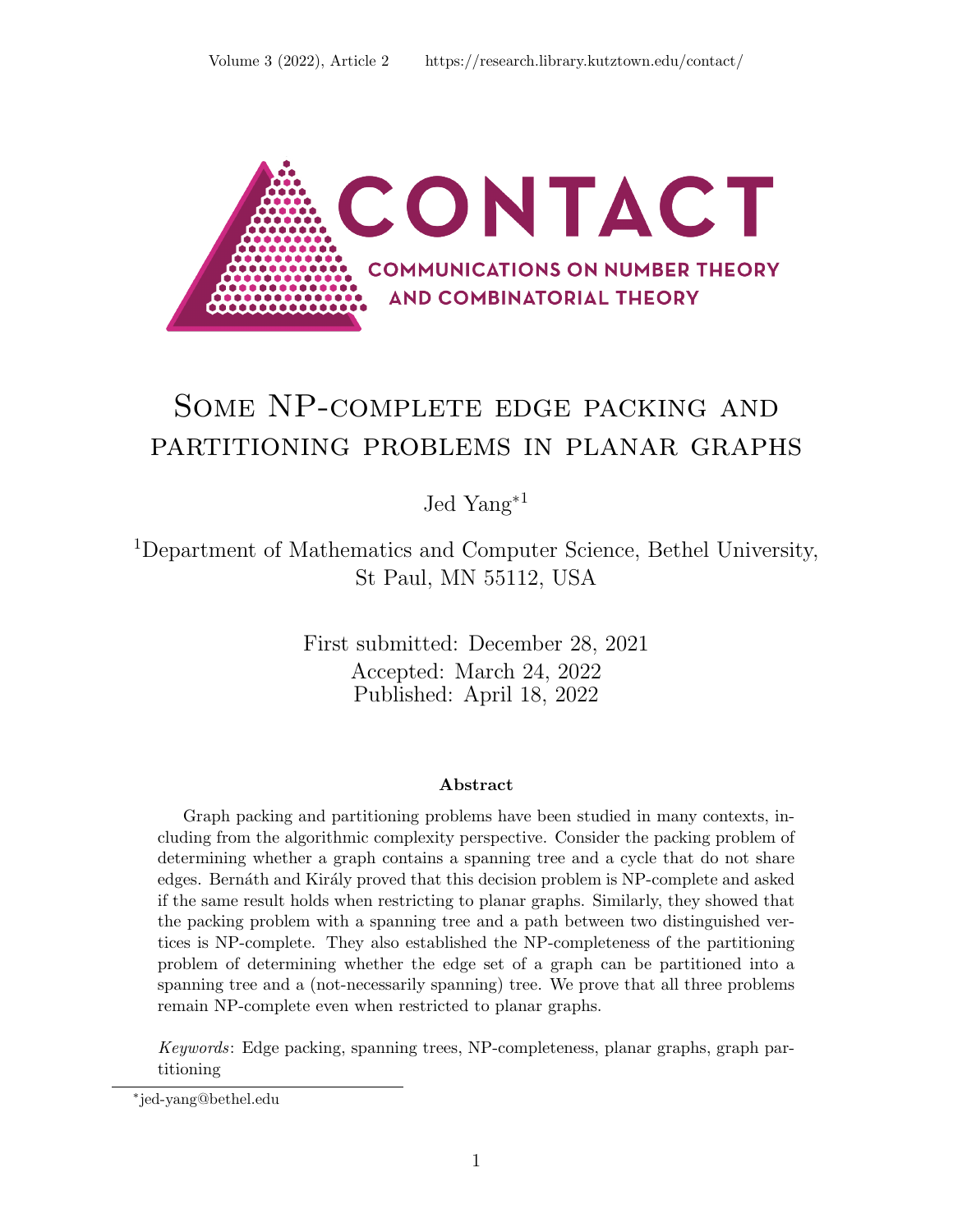# Some NP-complete edge packing and partitioning problems in planar graphs

Jed Yang*[1]

[1]Department of Mathematics and Computer Science, Bethel University, St Paul, MN 55112, USA

First submitted: December 28, 2021
Accepted: March 24, 2022
Published: April 18, 2022

### Abstract

Graph packing and partitioning problems have been studied in many contexts, including from the algorithmic complexity perspective. Consider the packing problem of determining whether a graph contains a spanning tree and a cycle that do not share edges. Bernáth and Király proved that this decision problem is NP-complete and asked if the same result holds when restricting to planar graphs. Similarly, they showed that the packing problem with a spanning tree and a path between two distinguished vertices is NP-complete. They also established the NP-completeness of the partitioning problem of determining whether the edge set of a graph can be partitioned into a spanning tree and a (not-necessarily spanning) tree. We prove that all three problems remain NP-complete even when restricted to planar graphs.

*Keywords*: Edge packing, spanning trees, NP-completeness, planar graphs, graph partitioning

---

*jed-yang@bethel.edu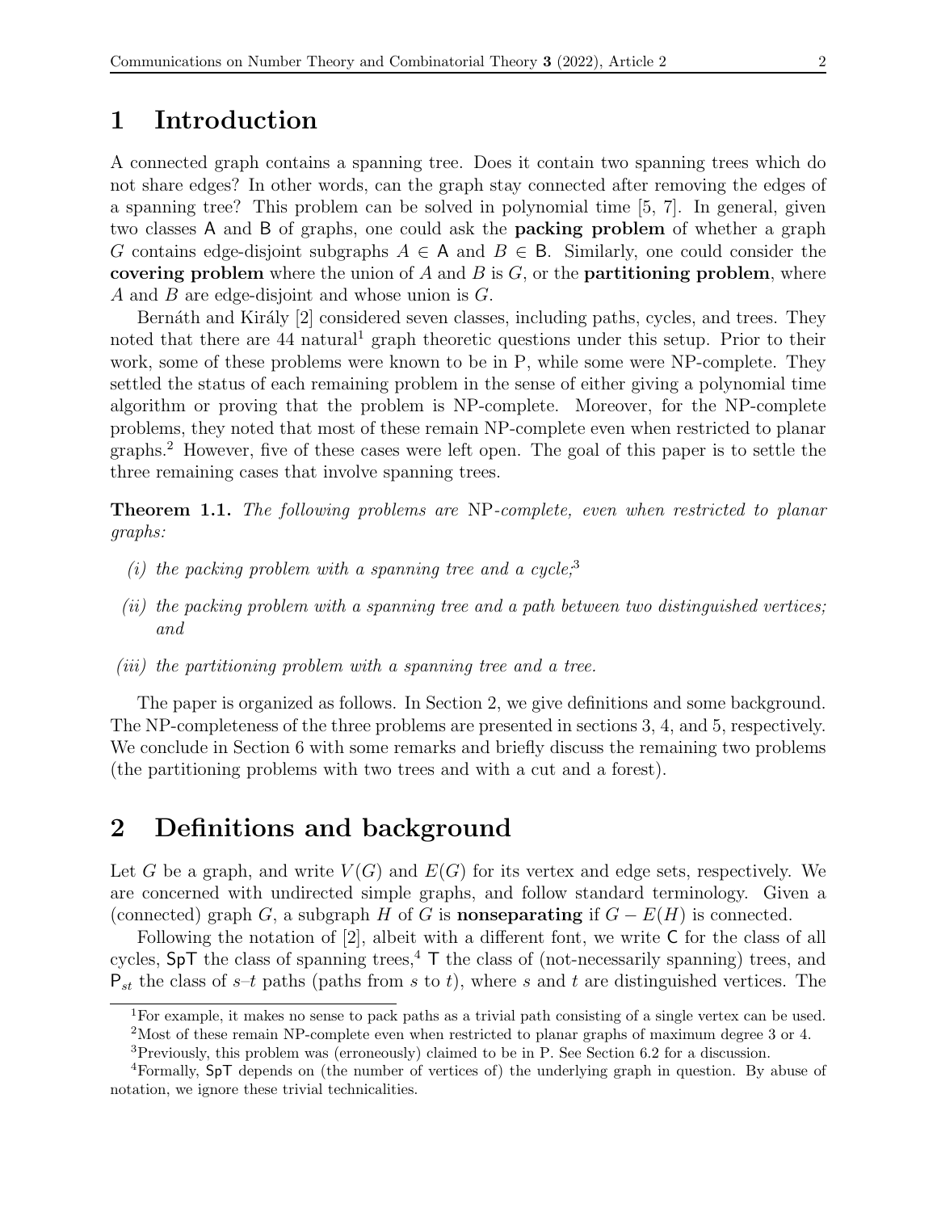# 1 Introduction

A connected graph contains a spanning tree. Does it contain two spanning trees which do not share edges? In other words, can the graph stay connected after removing the edges of a spanning tree? This problem can be solved in polynomial time [5, 7]. In general, given two classes A and B of graphs, one could ask the **packing problem** of whether a graph $G$ contains edge-disjoint subgraphs $A \in \mathsf{A}$ and $B \in \mathsf{B}$. Similarly, one could consider the **covering problem** where the union of $A$ and $B$ is $G$, or the **partitioning problem**, where $A$ and $B$ are edge-disjoint and whose union is $G$.

Bernáth and Király [2] considered seven classes, including paths, cycles, and trees. They noted that there are 44 natural[1] graph theoretic questions under this setup. Prior to their work, some of these problems were known to be in P, while some were NP-complete. They settled the status of each remaining problem in the sense of either giving a polynomial time algorithm or proving that the problem is NP-complete. Moreover, for the NP-complete problems, they noted that most of these remain NP-complete even when restricted to planar graphs.[2] However, five of these cases were left open. The goal of this paper is to settle the three remaining cases that involve spanning trees.

**Theorem 1.1.** *The following problems are* NP*-complete, even when restricted to planar graphs:*

*(i) the packing problem with a spanning tree and a cycle;*[3]

*(ii) the packing problem with a spanning tree and a path between two distinguished vertices; and*

*(iii) the partitioning problem with a spanning tree and a tree.*

The paper is organized as follows. In Section 2, we give definitions and some background. The NP-completeness of the three problems are presented in sections 3, 4, and 5, respectively. We conclude in Section 6 with some remarks and briefly discuss the remaining two problems (the partitioning problems with two trees and with a cut and a forest).

# 2 Definitions and background

Let $G$ be a graph, and write $V(G)$ and $E(G)$ for its vertex and edge sets, respectively. We are concerned with undirected simple graphs, and follow standard terminology. Given a (connected) graph $G$, a subgraph $H$ of $G$ is **nonseparating** if $G - E(H)$ is connected.

Following the notation of [2], albeit with a different font, we write C for the class of all cycles, SpT the class of spanning trees,[4] T the class of (not-necessarily spanning) trees, and $\mathsf{P}_{st}$ the class of $s$–$t$ paths (paths from $s$ to $t$), where $s$ and $t$ are distinguished vertices. The

---

[1] For example, it makes no sense to pack paths as a trivial path consisting of a single vertex can be used.

[2] Most of these remain NP-complete even when restricted to planar graphs of maximum degree 3 or 4.

[3] Previously, this problem was (erroneously) claimed to be in P. See Section 6.2 for a discussion.

[4] Formally, SpT depends on (the number of vertices of) the underlying graph in question. By abuse of notation, we ignore these trivial technicalities.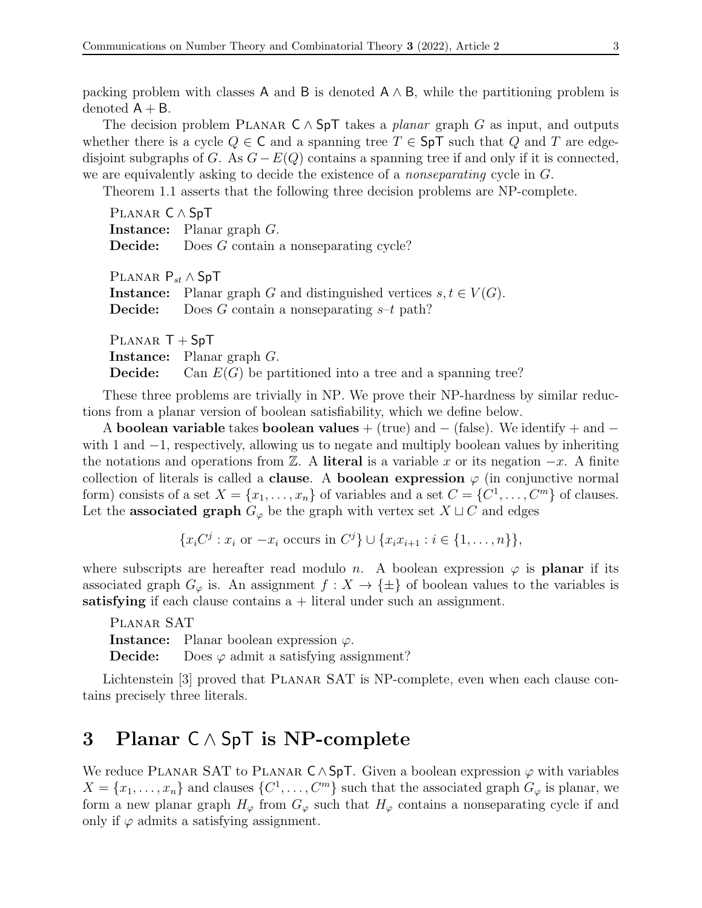packing problem with classes $\mathsf{A}$ and $\mathsf{B}$ is denoted $\mathsf{A} \wedge \mathsf{B}$, while the partitioning problem is denoted $\mathsf{A} + \mathsf{B}$.

The decision problem Planar $\mathsf{C} \wedge \mathsf{SpT}$ takes a *planar* graph $G$ as input, and outputs whether there is a cycle $Q \in \mathsf{C}$ and a spanning tree $T \in \mathsf{SpT}$ such that $Q$ and $T$ are edge-disjoint subgraphs of $G$. As $G - E(Q)$ contains a spanning tree if and only if it is connected, we are equivalently asking to decide the existence of a *nonseparating* cycle in $G$.

Theorem 1.1 asserts that the following three decision problems are NP-complete.

Planar $\mathsf{C} \wedge \mathsf{SpT}$
**Instance:** Planar graph $G$.
**Decide:** Does $G$ contain a nonseparating cycle?

Planar $\mathsf{P}_{st} \wedge \mathsf{SpT}$
**Instance:** Planar graph $G$ and distinguished vertices $s, t \in V(G)$.
**Decide:** Does $G$ contain a nonseparating $s$–$t$ path?

Planar $\mathsf{T} + \mathsf{SpT}$
**Instance:** Planar graph $G$.
**Decide:** Can $E(G)$ be partitioned into a tree and a spanning tree?

These three problems are trivially in NP. We prove their NP-hardness by similar reductions from a planar version of boolean satisfiability, which we define below.

A **boolean variable** takes **boolean values** $+$ (true) and $-$ (false). We identify $+$ and $-$ with $1$ and $-1$, respectively, allowing us to negate and multiply boolean values by inheriting the notations and operations from $\mathbb{Z}$. A **literal** is a variable $x$ or its negation $-x$. A finite collection of literals is called a **clause**. A **boolean expression** $\varphi$ (in conjunctive normal form) consists of a set $X = \{x_1, \ldots, x_n\}$ of variables and a set $C = \{C^1, \ldots, C^m\}$ of clauses. Let the **associated graph** $G_\varphi$ be the graph with vertex set $X \sqcup C$ and edges

$$\{x_i C^j : x_i \text{ or } -x_i \text{ occurs in } C^j\} \cup \{x_i x_{i+1} : i \in \{1, \ldots, n\}\},$$

where subscripts are hereafter read modulo $n$. A boolean expression $\varphi$ is **planar** if its associated graph $G_\varphi$ is. An assignment $f : X \to \{\pm\}$ of boolean values to the variables is **satisfying** if each clause contains a $+$ literal under such an assignment.

Planar SAT
**Instance:** Planar boolean expression $\varphi$.
**Decide:** Does $\varphi$ admit a satisfying assignment?

Lichtenstein [3] proved that Planar SAT is NP-complete, even when each clause contains precisely three literals.

## 3 Planar $\mathsf{C} \wedge \mathsf{SpT}$ is NP-complete

We reduce Planar SAT to Planar $\mathsf{C} \wedge \mathsf{SpT}$. Given a boolean expression $\varphi$ with variables $X = \{x_1, \ldots, x_n\}$ and clauses $\{C^1, \ldots, C^m\}$ such that the associated graph $G_\varphi$ is planar, we form a new planar graph $H_\varphi$ from $G_\varphi$ such that $H_\varphi$ contains a nonseparating cycle if and only if $\varphi$ admits a satisfying assignment.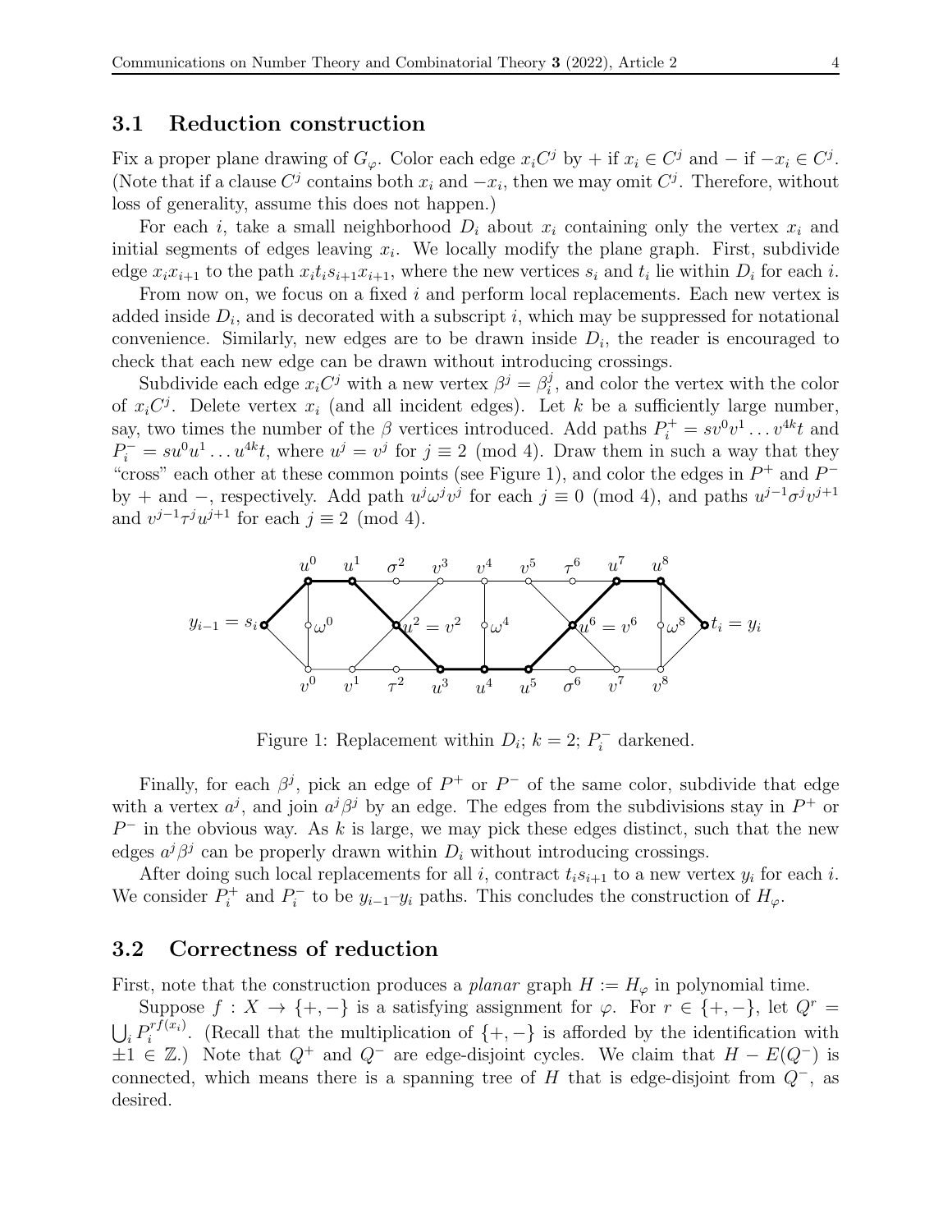## 3.1 Reduction construction

Fix a proper plane drawing of $G_\varphi$. Color each edge $x_iC^j$ by $+$ if $x_i \in C^j$ and $-$ if $-x_i \in C^j$. (Note that if a clause $C^j$ contains both $x_i$ and $-x_i$, then we may omit $C^j$. Therefore, without loss of generality, assume this does not happen.)

For each $i$, take a small neighborhood $D_i$ about $x_i$ containing only the vertex $x_i$ and initial segments of edges leaving $x_i$. We locally modify the plane graph. First, subdivide edge $x_ix_{i+1}$ to the path $x_it_is_{i+1}x_{i+1}$, where the new vertices $s_i$ and $t_i$ lie within $D_i$ for each $i$.

From now on, we focus on a fixed $i$ and perform local replacements. Each new vertex is added inside $D_i$, and is decorated with a subscript $i$, which may be suppressed for notational convenience. Similarly, new edges are to be drawn inside $D_i$, the reader is encouraged to check that each new edge can be drawn without introducing crossings.

Subdivide each edge $x_iC^j$ with a new vertex $\beta^j = \beta^j_i$, and color the vertex with the color of $x_iC^j$. Delete vertex $x_i$ (and all incident edges). Let $k$ be a sufficiently large number, say, two times the number of the $\beta$ vertices introduced. Add paths $P_i^+ = sv^0v^1 \dots v^{4k}t$ and $P_i^- = su^0u^1 \dots u^{4k}t$, where $u^j = v^j$ for $j \equiv 2 \pmod 4$. Draw them in such a way that they "cross" each other at these common points (see Figure 1), and color the edges in $P^+$ and $P^-$ by $+$ and $-$, respectively. Add path $u^j\omega^jv^j$ for each $j \equiv 0 \pmod 4$, and paths $u^{j-1}\sigma^jv^{j+1}$ and $v^{j-1}\tau^ju^{j+1}$ for each $j \equiv 2 \pmod 4$.

Figure 1: Replacement within $D_i$; $k = 2$; $P_i^-$ darkened.

Finally, for each $\beta^j$, pick an edge of $P^+$ or $P^-$ of the same color, subdivide that edge with a vertex $a^j$, and join $a^j\beta^j$ by an edge. The edges from the subdivisions stay in $P^+$ or $P^-$ in the obvious way. As $k$ is large, we may pick these edges distinct, such that the new edges $a^j\beta^j$ can be properly drawn within $D_i$ without introducing crossings.

After doing such local replacements for all $i$, contract $t_is_{i+1}$ to a new vertex $y_i$ for each $i$. We consider $P_i^+$ and $P_i^-$ to be $y_{i-1}$–$y_i$ paths. This concludes the construction of $H_\varphi$.

## 3.2 Correctness of reduction

First, note that the construction produces a *planar* graph $H := H_\varphi$ in polynomial time.

Suppose $f : X \to \{+, -\}$ is a satisfying assignment for $\varphi$. For $r \in \{+, -\}$, let $Q^r = \bigcup_i P_i^{rf(x_i)}$. (Recall that the multiplication of $\{+, -\}$ is afforded by the identification with $\pm 1 \in \mathbb{Z}$.) Note that $Q^+$ and $Q^-$ are edge-disjoint cycles. We claim that $H - E(Q^-)$ is connected, which means there is a spanning tree of $H$ that is edge-disjoint from $Q^-$, as desired.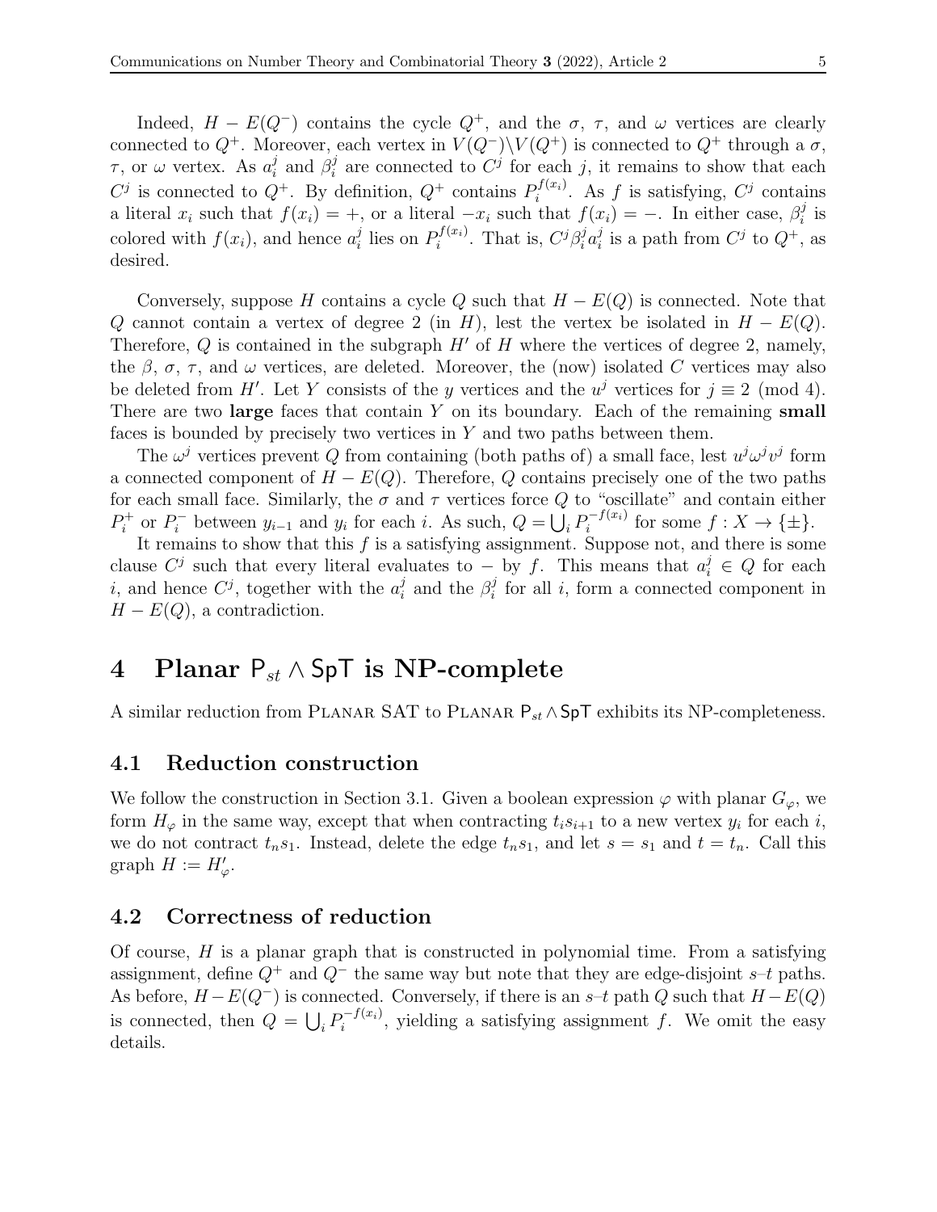Indeed, $H - E(Q^-)$ contains the cycle $Q^+$, and the $\sigma$, $\tau$, and $\omega$ vertices are clearly connected to $Q^+$. Moreover, each vertex in $V(Q^-)\backslash V(Q^+)$ is connected to $Q^+$ through a $\sigma$, $\tau$, or $\omega$ vertex. As $a_i^j$ and $\beta_i^j$ are connected to $C^j$ for each $j$, it remains to show that each $C^j$ is connected to $Q^+$. By definition, $Q^+$ contains $P_i^{f(x_i)}$. As $f$ is satisfying, $C^j$ contains a literal $x_i$ such that $f(x_i) = +$, or a literal $-x_i$ such that $f(x_i) = -$. In either case, $\beta_i^j$ is colored with $f(x_i)$, and hence $a_i^j$ lies on $P_i^{f(x_i)}$. That is, $C^j\beta_i^j a_i^j$ is a path from $C^j$ to $Q^+$, as desired.

Conversely, suppose $H$ contains a cycle $Q$ such that $H - E(Q)$ is connected. Note that $Q$ cannot contain a vertex of degree 2 (in $H$), lest the vertex be isolated in $H - E(Q)$. Therefore, $Q$ is contained in the subgraph $H'$ of $H$ where the vertices of degree 2, namely, the $\beta$, $\sigma$, $\tau$, and $\omega$ vertices, are deleted. Moreover, the (now) isolated $C$ vertices may also be deleted from $H'$. Let $Y$ consists of the $y$ vertices and the $u^j$ vertices for $j \equiv 2 \pmod 4$. There are two **large** faces that contain $Y$ on its boundary. Each of the remaining **small** faces is bounded by precisely two vertices in $Y$ and two paths between them.

The $\omega^j$ vertices prevent $Q$ from containing (both paths of) a small face, lest $u^j\omega^j v^j$ form a connected component of $H - E(Q)$. Therefore, $Q$ contains precisely one of the two paths for each small face. Similarly, the $\sigma$ and $\tau$ vertices force $Q$ to "oscillate" and contain either $P_i^+$ or $P_i^-$ between $y_{i-1}$ and $y_i$ for each $i$. As such, $Q = \bigcup_i P_i^{-f(x_i)}$ for some $f : X \to \{\pm\}$.

It remains to show that this $f$ is a satisfying assignment. Suppose not, and there is some clause $C^j$ such that every literal evaluates to $-$ by $f$. This means that $a_i^j \in Q$ for each $i$, and hence $C^j$, together with the $a_i^j$ and the $\beta_i^j$ for all $i$, form a connected component in $H - E(Q)$, a contradiction.

# 4 Planar $\mathsf{P}_{st} \wedge \mathsf{SpT}$ is NP-complete

A similar reduction from Planar SAT to Planar $\mathsf{P}_{st} \wedge \mathsf{SpT}$ exhibits its NP-completeness.

## 4.1 Reduction construction

We follow the construction in Section 3.1. Given a boolean expression $\varphi$ with planar $G_\varphi$, we form $H_\varphi$ in the same way, except that when contracting $t_i s_{i+1}$ to a new vertex $y_i$ for each $i$, we do not contract $t_n s_1$. Instead, delete the edge $t_n s_1$, and let $s = s_1$ and $t = t_n$. Call this graph $H := H'_\varphi$.

## 4.2 Correctness of reduction

Of course, $H$ is a planar graph that is constructed in polynomial time. From a satisfying assignment, define $Q^+$ and $Q^-$ the same way but note that they are edge-disjoint $s$–$t$ paths. As before, $H - E(Q^-)$ is connected. Conversely, if there is an $s$–$t$ path $Q$ such that $H - E(Q)$ is connected, then $Q = \bigcup_i P_i^{-f(x_i)}$, yielding a satisfying assignment $f$. We omit the easy details.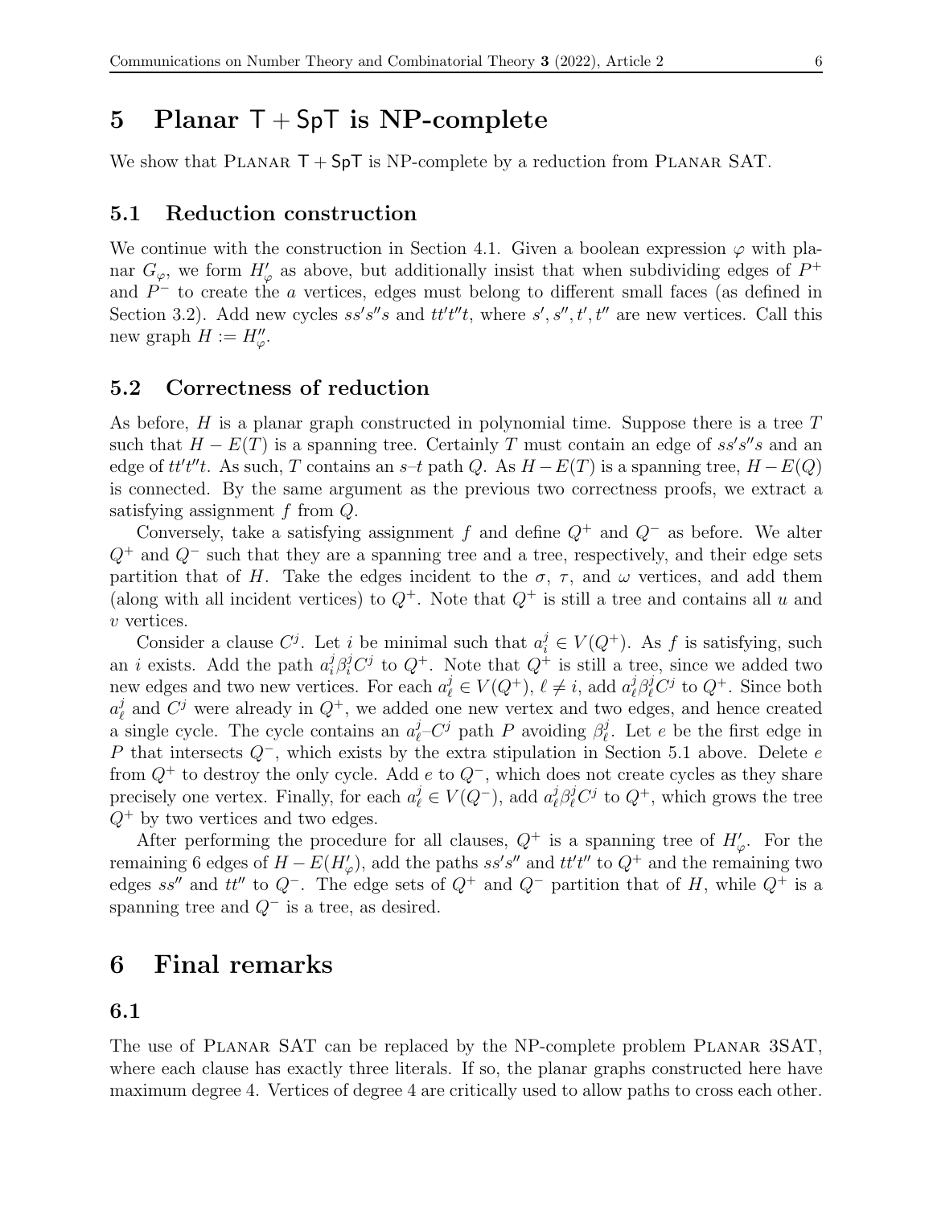# 5 Planar $\mathsf{T} + \mathsf{SpT}$ is NP-complete

We show that Planar $\mathsf{T} + \mathsf{SpT}$ is NP-complete by a reduction from Planar SAT.

## 5.1 Reduction construction

We continue with the construction in Section 4.1. Given a boolean expression $\varphi$ with planar $G_\varphi$, we form $H'_\varphi$ as above, but additionally insist that when subdividing edges of $P^+$ and $P^-$ to create the $a$ vertices, edges must belong to different small faces (as defined in Section 3.2). Add new cycles $ss's''s$ and $tt't''t$, where $s', s'', t', t''$ are new vertices. Call this new graph $H := H''_\varphi$.

## 5.2 Correctness of reduction

As before, $H$ is a planar graph constructed in polynomial time. Suppose there is a tree $T$ such that $H - E(T)$ is a spanning tree. Certainly $T$ must contain an edge of $ss's''s$ and an edge of $tt't''t$. As such, $T$ contains an $s$–$t$ path $Q$. As $H - E(T)$ is a spanning tree, $H - E(Q)$ is connected. By the same argument as the previous two correctness proofs, we extract a satisfying assignment $f$ from $Q$.

Conversely, take a satisfying assignment $f$ and define $Q^+$ and $Q^-$ as before. We alter $Q^+$ and $Q^-$ such that they are a spanning tree and a tree, respectively, and their edge sets partition that of $H$. Take the edges incident to the $\sigma$, $\tau$, and $\omega$ vertices, and add them (along with all incident vertices) to $Q^+$. Note that $Q^+$ is still a tree and contains all $u$ and $v$ vertices.

Consider a clause $C^j$. Let $i$ be minimal such that $a_i^j \in V(Q^+)$. As $f$ is satisfying, such an $i$ exists. Add the path $a_i^j \beta_i^j C^j$ to $Q^+$. Note that $Q^+$ is still a tree, since we added two new edges and two new vertices. For each $a_\ell^j \in V(Q^+)$, $\ell \neq i$, add $a_\ell^j \beta_\ell^j C^j$ to $Q^+$. Since both $a_\ell^j$ and $C^j$ were already in $Q^+$, we added one new vertex and two edges, and hence created a single cycle. The cycle contains an $a_\ell^j$–$C^j$ path $P$ avoiding $\beta_\ell^j$. Let $e$ be the first edge in $P$ that intersects $Q^-$, which exists by the extra stipulation in Section 5.1 above. Delete $e$ from $Q^+$ to destroy the only cycle. Add $e$ to $Q^-$, which does not create cycles as they share precisely one vertex. Finally, for each $a_\ell^j \in V(Q^-)$, add $a_\ell^j \beta_\ell^j C^j$ to $Q^+$, which grows the tree $Q^+$ by two vertices and two edges.

After performing the procedure for all clauses, $Q^+$ is a spanning tree of $H'_\varphi$. For the remaining 6 edges of $H - E(H'_\varphi)$, add the paths $ss's''$ and $tt't''$ to $Q^+$ and the remaining two edges $ss''$ and $tt''$ to $Q^-$. The edge sets of $Q^+$ and $Q^-$ partition that of $H$, while $Q^+$ is a spanning tree and $Q^-$ is a tree, as desired.

# 6 Final remarks

## 6.1

The use of Planar SAT can be replaced by the NP-complete problem Planar 3SAT, where each clause has exactly three literals. If so, the planar graphs constructed here have maximum degree 4. Vertices of degree 4 are critically used to allow paths to cross each other.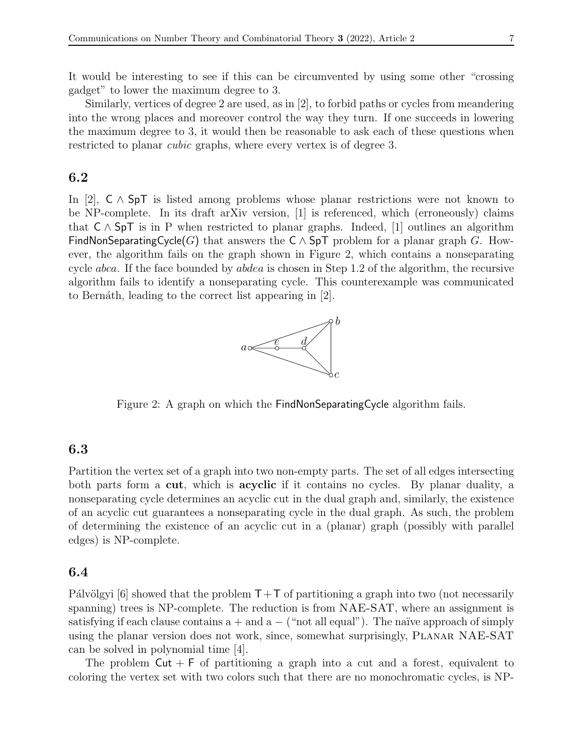It would be interesting to see if this can be circumvented by using some other "crossing gadget" to lower the maximum degree to 3.

Similarly, vertices of degree 2 are used, as in [2], to forbid paths or cycles from meandering into the wrong places and moreover control the way they turn. If one succeeds in lowering the maximum degree to 3, it would then be reasonable to ask each of these questions when restricted to planar *cubic* graphs, where every vertex is of degree 3.

## 6.2

In [2], $\mathsf{C} \wedge \mathsf{SpT}$ is listed among problems whose planar restrictions were not known to be NP-complete. In its draft arXiv version, [1] is referenced, which (erroneously) claims that $\mathsf{C} \wedge \mathsf{SpT}$ is in P when restricted to planar graphs. Indeed, [1] outlines an algorithm FindNonSeparatingCycle($G$) that answers the $\mathsf{C} \wedge \mathsf{SpT}$ problem for a planar graph $G$. However, the algorithm fails on the graph shown in Figure 2, which contains a nonseparating cycle *abca*. If the face bounded by *abdea* is chosen in Step 1.2 of the algorithm, the recursive algorithm fails to identify a nonseparating cycle. This counterexample was communicated to Bernáth, leading to the correct list appearing in [2].

Figure 2: A graph on which the FindNonSeparatingCycle algorithm fails.

## 6.3

Partition the vertex set of a graph into two non-empty parts. The set of all edges intersecting both parts form a **cut**, which is **acyclic** if it contains no cycles. By planar duality, a nonseparating cycle determines an acyclic cut in the dual graph and, similarly, the existence of an acyclic cut guarantees a nonseparating cycle in the dual graph. As such, the problem of determining the existence of an acyclic cut in a (planar) graph (possibly with parallel edges) is NP-complete.

## 6.4

Pálvölgyi [6] showed that the problem $\mathsf{T}+\mathsf{T}$ of partitioning a graph into two (not necessarily spanning) trees is NP-complete. The reduction is from NAE-SAT, where an assignment is satisfying if each clause contains a + and a − ("not all equal"). The naïve approach of simply using the planar version does not work, since, somewhat surprisingly, Planar NAE-SAT can be solved in polynomial time [4].

The problem $\mathsf{Cut} + \mathsf{F}$ of partitioning a graph into a cut and a forest, equivalent to coloring the vertex set with two colors such that there are no monochromatic cycles, is NP-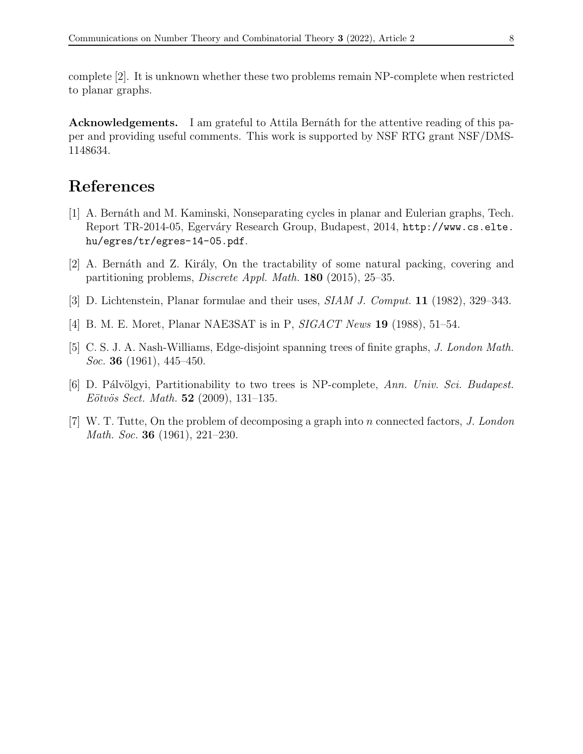complete [2]. It is unknown whether these two problems remain NP-complete when restricted to planar graphs.

**Acknowledgements.** I am grateful to Attila Bernáth for the attentive reading of this paper and providing useful comments. This work is supported by NSF RTG grant NSF/DMS-1148634.

# References

[1] A. Bernáth and M. Kaminski, Nonseparating cycles in planar and Eulerian graphs, Tech. Report TR-2014-05, Egerváry Research Group, Budapest, 2014, `http://www.cs.elte.hu/egres/tr/egres-14-05.pdf`.

[2] A. Bernáth and Z. Király, On the tractability of some natural packing, covering and partitioning problems, *Discrete Appl. Math.* **180** (2015), 25–35.

[3] D. Lichtenstein, Planar formulae and their uses, *SIAM J. Comput.* **11** (1982), 329–343.

[4] B. M. E. Moret, Planar NAE3SAT is in P, *SIGACT News* **19** (1988), 51–54.

[5] C. S. J. A. Nash-Williams, Edge-disjoint spanning trees of finite graphs, *J. London Math. Soc.* **36** (1961), 445–450.

[6] D. Pálvölgyi, Partitionability to two trees is NP-complete, *Ann. Univ. Sci. Budapest. Eötvös Sect. Math.* **52** (2009), 131–135.

[7] W. T. Tutte, On the problem of decomposing a graph into $n$ connected factors, *J. London Math. Soc.* **36** (1961), 221–230.